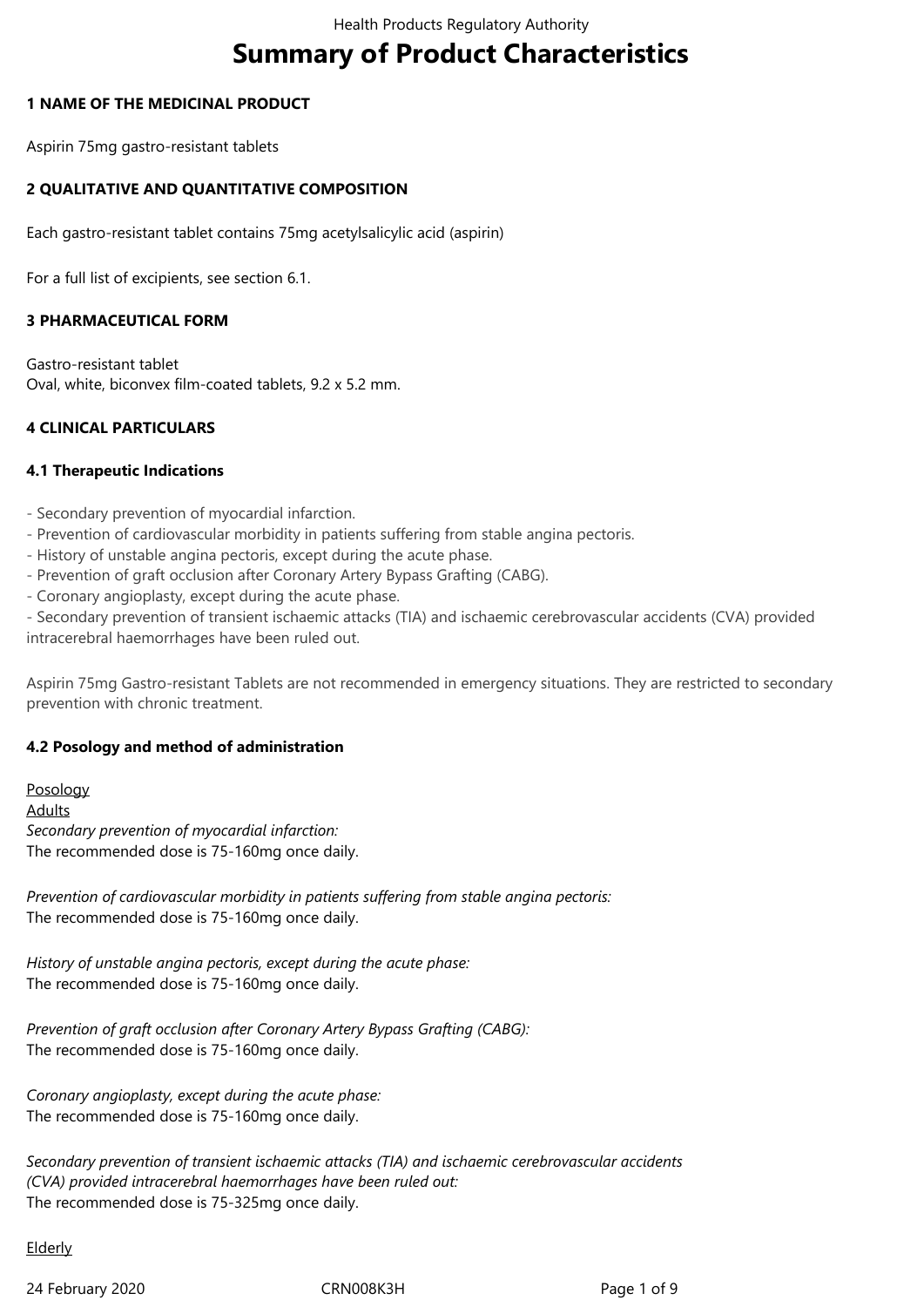# Summary of Product Characteristics

## 1 NAME OF THE MEDICINAL PRODUCT

Aspirin 75mg gastro-resistant tablets

## 2 QUALITATIVE AND QUANTITATIVE COMPOSITION

Each gastro-resistant tablet contains 75mg acetylsalicylic acid (aspirin)

For a full list of excipients, see section 6.1.

## 3 PHARMACEUTICAL FORM

Gastro-resistant tablet
Oval, white, biconvex film-coated tablets, 9.2 x 5.2 mm.

## 4 CLINICAL PARTICULARS

### 4.1 Therapeutic Indications

- Secondary prevention of myocardial infarction.
- Prevention of cardiovascular morbidity in patients suffering from stable angina pectoris.
- History of unstable angina pectoris, except during the acute phase.
- Prevention of graft occlusion after Coronary Artery Bypass Grafting (CABG).
- Coronary angioplasty, except during the acute phase.
- Secondary prevention of transient ischaemic attacks (TIA) and ischaemic cerebrovascular accidents (CVA) provided intracerebral haemorrhages have been ruled out.

Aspirin 75mg Gastro-resistant Tablets are not recommended in emergency situations. They are restricted to secondary prevention with chronic treatment.

### 4.2 Posology and method of administration

Posology

Adults

*Secondary prevention of myocardial infarction:*
The recommended dose is 75-160mg once daily.

*Prevention of cardiovascular morbidity in patients suffering from stable angina pectoris:*
The recommended dose is 75-160mg once daily.

*History of unstable angina pectoris, except during the acute phase:*
The recommended dose is 75-160mg once daily.

*Prevention of graft occlusion after Coronary Artery Bypass Grafting (CABG):*
The recommended dose is 75-160mg once daily.

*Coronary angioplasty, except during the acute phase:*
The recommended dose is 75-160mg once daily.

*Secondary prevention of transient ischaemic attacks (TIA) and ischaemic cerebrovascular accidents (CVA) provided intracerebral haemorrhages have been ruled out:*
The recommended dose is 75-325mg once daily.

Elderly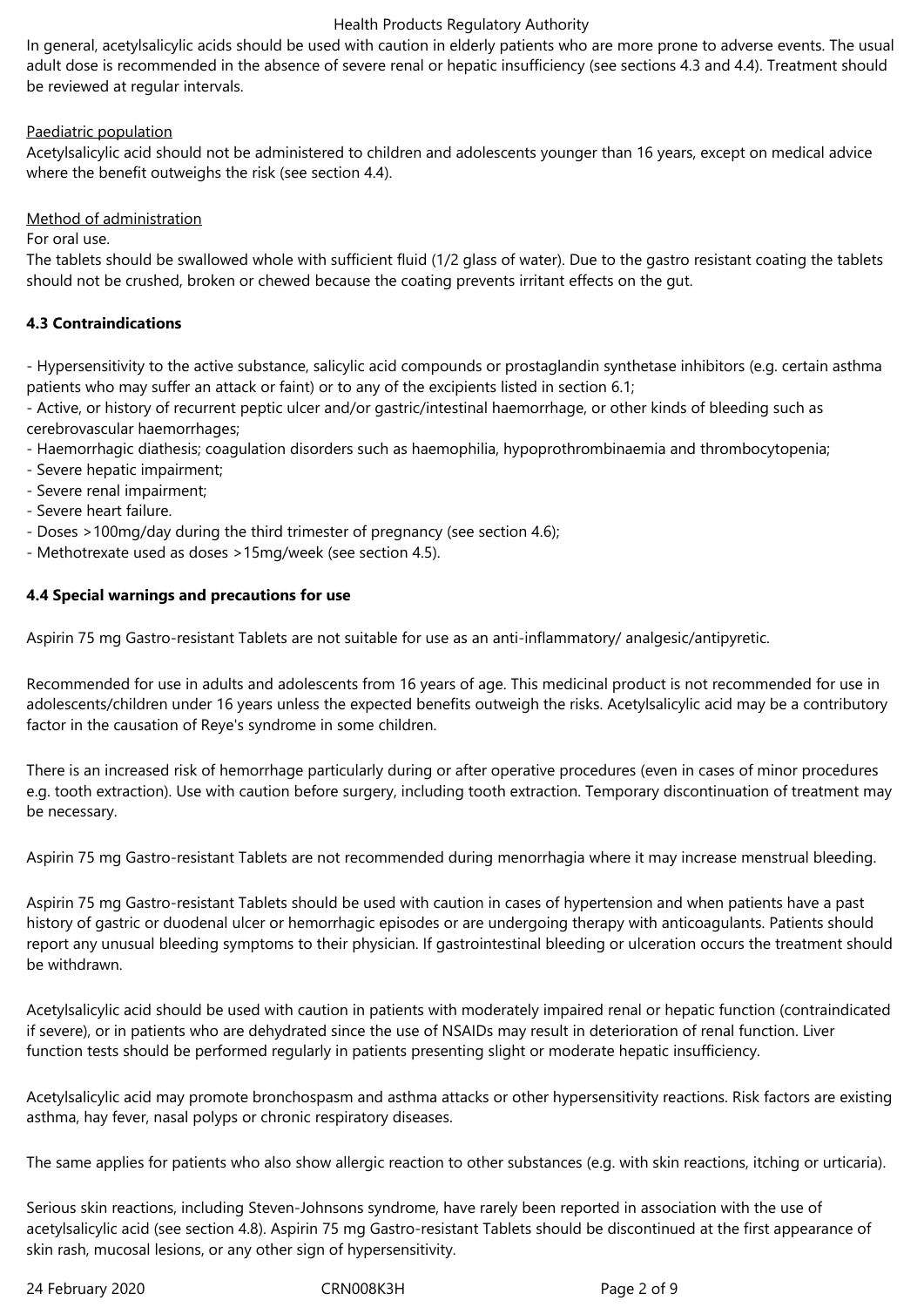In general, acetylsalicylic acids should be used with caution in elderly patients who are more prone to adverse events. The usual adult dose is recommended in the absence of severe renal or hepatic insufficiency (see sections 4.3 and 4.4). Treatment should be reviewed at regular intervals.

Paediatric population

Acetylsalicylic acid should not be administered to children and adolescents younger than 16 years, except on medical advice where the benefit outweighs the risk (see section 4.4).

Method of administration

For oral use.

The tablets should be swallowed whole with sufficient fluid (1/2 glass of water). Due to the gastro resistant coating the tablets should not be crushed, broken or chewed because the coating prevents irritant effects on the gut.

### 4.3 Contraindications

- Hypersensitivity to the active substance, salicylic acid compounds or prostaglandin synthetase inhibitors (e.g. certain asthma patients who may suffer an attack or faint) or to any of the excipients listed in section 6.1;
- Active, or history of recurrent peptic ulcer and/or gastric/intestinal haemorrhage, or other kinds of bleeding such as cerebrovascular haemorrhages;
- Haemorrhagic diathesis; coagulation disorders such as haemophilia, hypoprothrombinaemia and thrombocytopenia;
- Severe hepatic impairment;
- Severe renal impairment;
- Severe heart failure.
- Doses >100mg/day during the third trimester of pregnancy (see section 4.6);
- Methotrexate used as doses >15mg/week (see section 4.5).

### 4.4 Special warnings and precautions for use

Aspirin 75 mg Gastro-resistant Tablets are not suitable for use as an anti-inflammatory/ analgesic/antipyretic.

Recommended for use in adults and adolescents from 16 years of age. This medicinal product is not recommended for use in adolescents/children under 16 years unless the expected benefits outweigh the risks. Acetylsalicylic acid may be a contributory factor in the causation of Reye's syndrome in some children.

There is an increased risk of hemorrhage particularly during or after operative procedures (even in cases of minor procedures e.g. tooth extraction). Use with caution before surgery, including tooth extraction. Temporary discontinuation of treatment may be necessary.

Aspirin 75 mg Gastro-resistant Tablets are not recommended during menorrhagia where it may increase menstrual bleeding.

Aspirin 75 mg Gastro-resistant Tablets should be used with caution in cases of hypertension and when patients have a past history of gastric or duodenal ulcer or hemorrhagic episodes or are undergoing therapy with anticoagulants. Patients should report any unusual bleeding symptoms to their physician. If gastrointestinal bleeding or ulceration occurs the treatment should be withdrawn.

Acetylsalicylic acid should be used with caution in patients with moderately impaired renal or hepatic function (contraindicated if severe), or in patients who are dehydrated since the use of NSAIDs may result in deterioration of renal function. Liver function tests should be performed regularly in patients presenting slight or moderate hepatic insufficiency.

Acetylsalicylic acid may promote bronchospasm and asthma attacks or other hypersensitivity reactions. Risk factors are existing asthma, hay fever, nasal polyps or chronic respiratory diseases.

The same applies for patients who also show allergic reaction to other substances (e.g. with skin reactions, itching or urticaria).

Serious skin reactions, including Steven-Johnsons syndrome, have rarely been reported in association with the use of acetylsalicylic acid (see section 4.8). Aspirin 75 mg Gastro-resistant Tablets should be discontinued at the first appearance of skin rash, mucosal lesions, or any other sign of hypersensitivity.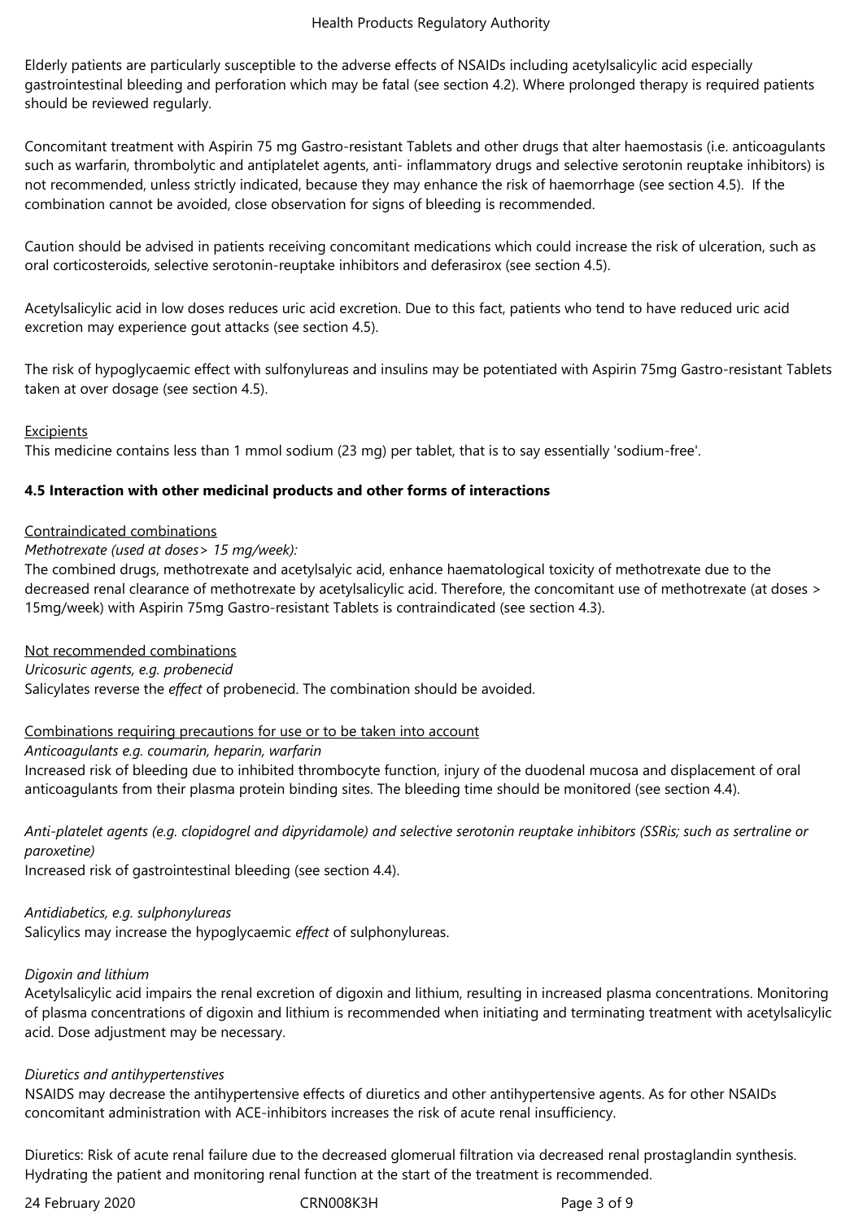Elderly patients are particularly susceptible to the adverse effects of NSAIDs including acetylsalicylic acid especially gastrointestinal bleeding and perforation which may be fatal (see section 4.2). Where prolonged therapy is required patients should be reviewed regularly.

Concomitant treatment with Aspirin 75 mg Gastro-resistant Tablets and other drugs that alter haemostasis (i.e. anticoagulants such as warfarin, thrombolytic and antiplatelet agents, anti- inflammatory drugs and selective serotonin reuptake inhibitors) is not recommended, unless strictly indicated, because they may enhance the risk of haemorrhage (see section 4.5). If the combination cannot be avoided, close observation for signs of bleeding is recommended.

Caution should be advised in patients receiving concomitant medications which could increase the risk of ulceration, such as oral corticosteroids, selective serotonin-reuptake inhibitors and deferasirox (see section 4.5).

Acetylsalicylic acid in low doses reduces uric acid excretion. Due to this fact, patients who tend to have reduced uric acid excretion may experience gout attacks (see section 4.5).

The risk of hypoglycaemic effect with sulfonylureas and insulins may be potentiated with Aspirin 75mg Gastro-resistant Tablets taken at over dosage (see section 4.5).

Excipients

This medicine contains less than 1 mmol sodium (23 mg) per tablet, that is to say essentially 'sodium-free'.

**4.5 Interaction with other medicinal products and other forms of interactions**

Contraindicated combinations

*Methotrexate (used at doses> 15 mg/week):*

The combined drugs, methotrexate and acetylsalyic acid, enhance haematological toxicity of methotrexate due to the decreased renal clearance of methotrexate by acetylsalicylic acid. Therefore, the concomitant use of methotrexate (at doses > 15mg/week) with Aspirin 75mg Gastro-resistant Tablets is contraindicated (see section 4.3).

Not recommended combinations

*Uricosuric agents, e.g. probenecid*

Salicylates reverse the *effect* of probenecid. The combination should be avoided.

Combinations requiring precautions for use or to be taken into account

*Anticoagulants e.g. coumarin, heparin, warfarin*

Increased risk of bleeding due to inhibited thrombocyte function, injury of the duodenal mucosa and displacement of oral anticoagulants from their plasma protein binding sites. The bleeding time should be monitored (see section 4.4).

*Anti-platelet agents (e.g. clopidogrel and dipyridamole) and selective serotonin reuptake inhibitors (SSRis; such as sertraline or paroxetine)*

Increased risk of gastrointestinal bleeding (see section 4.4).

*Antidiabetics, e.g. sulphonylureas*

Salicylics may increase the hypoglycaemic *effect* of sulphonylureas.

*Digoxin and lithium*

Acetylsalicylic acid impairs the renal excretion of digoxin and lithium, resulting in increased plasma concentrations. Monitoring of plasma concentrations of digoxin and lithium is recommended when initiating and terminating treatment with acetylsalicylic acid. Dose adjustment may be necessary.

*Diuretics and antihypertenstives*

NSAIDS may decrease the antihypertensive effects of diuretics and other antihypertensive agents. As for other NSAIDs concomitant administration with ACE-inhibitors increases the risk of acute renal insufficiency.

Diuretics: Risk of acute renal failure due to the decreased glomerual filtration via decreased renal prostaglandin synthesis. Hydrating the patient and monitoring renal function at the start of the treatment is recommended.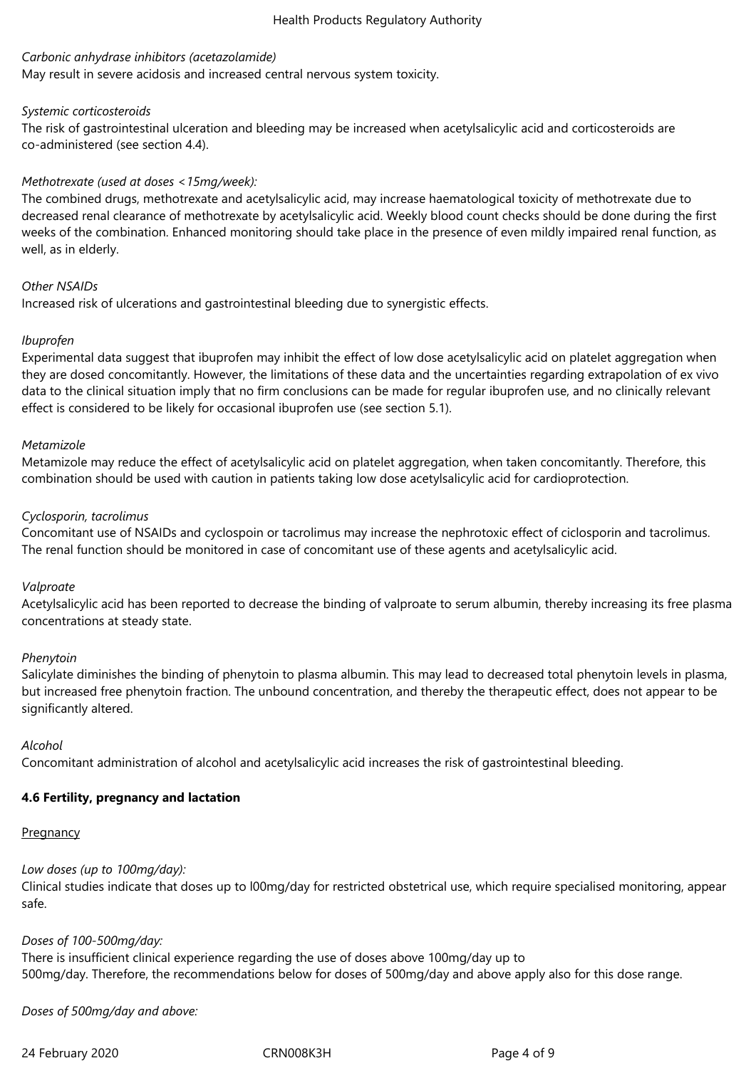*Carbonic anhydrase inhibitors (acetazolamide)*
May result in severe acidosis and increased central nervous system toxicity.

*Systemic corticosteroids*
The risk of gastrointestinal ulceration and bleeding may be increased when acetylsalicylic acid and corticosteroids are co-administered (see section 4.4).

*Methotrexate (used at doses <15mg/week):*
The combined drugs, methotrexate and acetylsalicylic acid, may increase haematological toxicity of methotrexate due to decreased renal clearance of methotrexate by acetylsalicylic acid. Weekly blood count checks should be done during the first weeks of the combination. Enhanced monitoring should take place in the presence of even mildly impaired renal function, as well, as in elderly.

*Other NSAIDs*
Increased risk of ulcerations and gastrointestinal bleeding due to synergistic effects.

*Ibuprofen*
Experimental data suggest that ibuprofen may inhibit the effect of low dose acetylsalicylic acid on platelet aggregation when they are dosed concomitantly. However, the limitations of these data and the uncertainties regarding extrapolation of ex vivo data to the clinical situation imply that no firm conclusions can be made for regular ibuprofen use, and no clinically relevant effect is considered to be likely for occasional ibuprofen use (see section 5.1).

*Metamizole*
Metamizole may reduce the effect of acetylsalicylic acid on platelet aggregation, when taken concomitantly. Therefore, this combination should be used with caution in patients taking low dose acetylsalicylic acid for cardioprotection.

*Cyclosporin, tacrolimus*
Concomitant use of NSAIDs and cyclospoin or tacrolimus may increase the nephrotoxic effect of ciclosporin and tacrolimus. The renal function should be monitored in case of concomitant use of these agents and acetylsalicylic acid.

*Valproate*
Acetylsalicylic acid has been reported to decrease the binding of valproate to serum albumin, thereby increasing its free plasma concentrations at steady state.

*Phenytoin*
Salicylate diminishes the binding of phenytoin to plasma albumin. This may lead to decreased total phenytoin levels in plasma, but increased free phenytoin fraction. The unbound concentration, and thereby the therapeutic effect, does not appear to be significantly altered.

*Alcohol*
Concomitant administration of alcohol and acetylsalicylic acid increases the risk of gastrointestinal bleeding.

**4.6 Fertility, pregnancy and lactation**

Pregnancy

*Low doses (up to 100mg/day):*
Clinical studies indicate that doses up to l00mg/day for restricted obstetrical use, which require specialised monitoring, appear safe.

*Doses of 100-500mg/day:*
There is insufficient clinical experience regarding the use of doses above 100mg/day up to 500mg/day. Therefore, the recommendations below for doses of 500mg/day and above apply also for this dose range.

*Doses of 500mg/day and above:*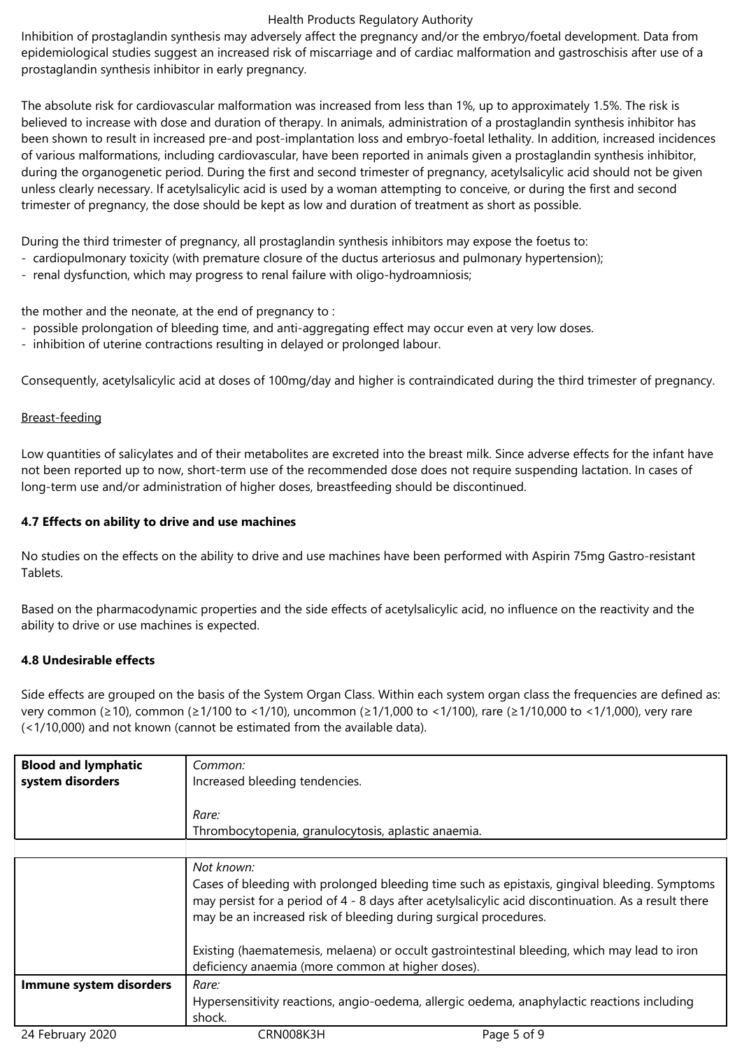Inhibition of prostaglandin synthesis may adversely affect the pregnancy and/or the embryo/foetal development. Data from epidemiological studies suggest an increased risk of miscarriage and of cardiac malformation and gastroschisis after use of a prostaglandin synthesis inhibitor in early pregnancy.

The absolute risk for cardiovascular malformation was increased from less than 1%, up to approximately 1.5%. The risk is believed to increase with dose and duration of therapy. In animals, administration of a prostaglandin synthesis inhibitor has been shown to result in increased pre-and post-implantation loss and embryo-foetal lethality. In addition, increased incidences of various malformations, including cardiovascular, have been reported in animals given a prostaglandin synthesis inhibitor, during the organogenetic period. During the first and second trimester of pregnancy, acetylsalicylic acid should not be given unless clearly necessary. If acetylsalicylic acid is used by a woman attempting to conceive, or during the first and second trimester of pregnancy, the dose should be kept as low and duration of treatment as short as possible.

During the third trimester of pregnancy, all prostaglandin synthesis inhibitors may expose the foetus to:
- cardiopulmonary toxicity (with premature closure of the ductus arteriosus and pulmonary hypertension);
- renal dysfunction, which may progress to renal failure with oligo-hydroamniosis;

the mother and the neonate, at the end of pregnancy to :
- possible prolongation of bleeding time, and anti-aggregating effect may occur even at very low doses.
- inhibition of uterine contractions resulting in delayed or prolonged labour.

Consequently, acetylsalicylic acid at doses of 100mg/day and higher is contraindicated during the third trimester of pregnancy.

Breast-feeding

Low quantities of salicylates and of their metabolites are excreted into the breast milk. Since adverse effects for the infant have not been reported up to now, short-term use of the recommended dose does not require suspending lactation. In cases of long-term use and/or administration of higher doses, breastfeeding should be discontinued.

**4.7 Effects on ability to drive and use machines**

No studies on the effects on the ability to drive and use machines have been performed with Aspirin 75mg Gastro-resistant Tablets.

Based on the pharmacodynamic properties and the side effects of acetylsalicylic acid, no influence on the reactivity and the ability to drive or use machines is expected.

**4.8 Undesirable effects**

Side effects are grouped on the basis of the System Organ Class. Within each system organ class the frequencies are defined as: very common (≥10), common (≥1/100 to <1/10), uncommon (≥1/1,000 to <1/100), rare (≥1/10,000 to <1/1,000), very rare (<1/10,000) and not known (cannot be estimated from the available data).

| | |
|---|---|
| **Blood and lymphatic system disorders** | *Common:*<br>Increased bleeding tendencies.<br><br>*Rare:*<br>Thrombocytopenia, granulocytosis, aplastic anaemia. |
| | |
| | *Not known:*<br>Cases of bleeding with prolonged bleeding time such as epistaxis, gingival bleeding. Symptoms may persist for a period of 4 - 8 days after acetylsalicylic acid discontinuation. As a result there may be an increased risk of bleeding during surgical procedures.<br><br>Existing (haematemesis, melaena) or occult gastrointestinal bleeding, which may lead to iron deficiency anaemia (more common at higher doses). |
| **Immune system disorders** | *Rare:*<br>Hypersensitivity reactions, angio-oedema, allergic oedema, anaphylactic reactions including shock. |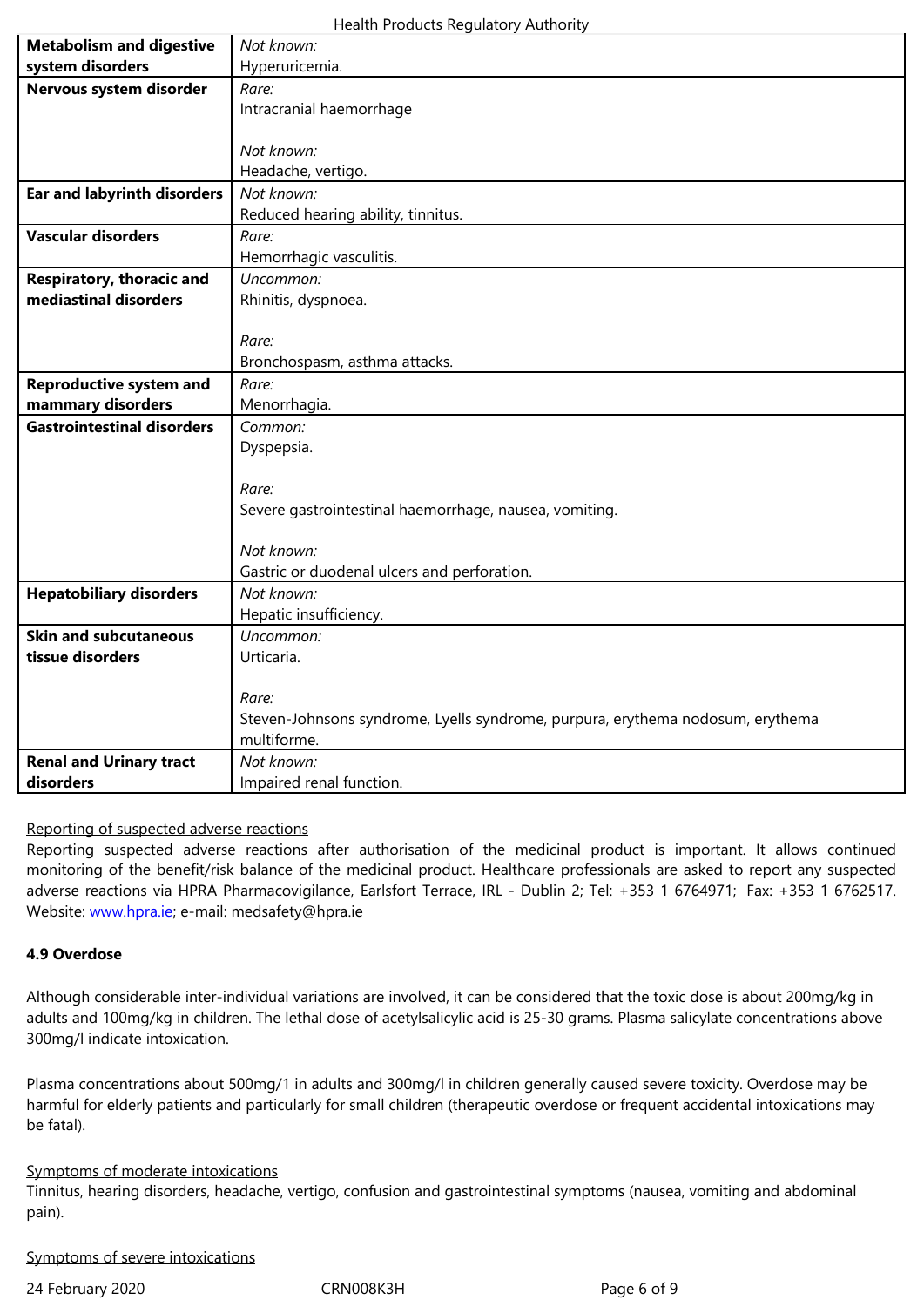| | |
|---|---|
| **Metabolism and digestive system disorders** | *Not known:*<br>Hyperuricemia. |
| **Nervous system disorder** | *Rare:*<br>Intracranial haemorrhage<br><br>*Not known:*<br>Headache, vertigo. |
| **Ear and labyrinth disorders** | *Not known:*<br>Reduced hearing ability, tinnitus. |
| **Vascular disorders** | *Rare:*<br>Hemorrhagic vasculitis. |
| **Respiratory, thoracic and mediastinal disorders** | *Uncommon:*<br>Rhinitis, dyspnoea.<br><br>*Rare:*<br>Bronchospasm, asthma attacks. |
| **Reproductive system and mammary disorders** | *Rare:*<br>Menorrhagia. |
| **Gastrointestinal disorders** | *Common:*<br>Dyspepsia.<br><br>*Rare:*<br>Severe gastrointestinal haemorrhage, nausea, vomiting.<br><br>*Not known:*<br>Gastric or duodenal ulcers and perforation. |
| **Hepatobiliary disorders** | *Not known:*<br>Hepatic insufficiency. |
| **Skin and subcutaneous tissue disorders** | *Uncommon:*<br>Urticaria.<br><br>*Rare:*<br>Steven-Johnsons syndrome, Lyells syndrome, purpura, erythema nodosum, erythema multiforme. |
| **Renal and Urinary tract disorders** | *Not known:*<br>Impaired renal function. |

Reporting of suspected adverse reactions

Reporting suspected adverse reactions after authorisation of the medicinal product is important. It allows continued monitoring of the benefit/risk balance of the medicinal product. Healthcare professionals are asked to report any suspected adverse reactions via HPRA Pharmacovigilance, Earlsfort Terrace, IRL - Dublin 2; Tel: +353 1 6764971; Fax: +353 1 6762517. Website: www.hpra.ie; e-mail: medsafety@hpra.ie

**4.9 Overdose**

Although considerable inter-individual variations are involved, it can be considered that the toxic dose is about 200mg/kg in adults and 100mg/kg in children. The lethal dose of acetylsalicylic acid is 25-30 grams. Plasma salicylate concentrations above 300mg/l indicate intoxication.

Plasma concentrations about 500mg/1 in adults and 300mg/l in children generally caused severe toxicity. Overdose may be harmful for elderly patients and particularly for small children (therapeutic overdose or frequent accidental intoxications may be fatal).

Symptoms of moderate intoxications

Tinnitus, hearing disorders, headache, vertigo, confusion and gastrointestinal symptoms (nausea, vomiting and abdominal pain).

Symptoms of severe intoxications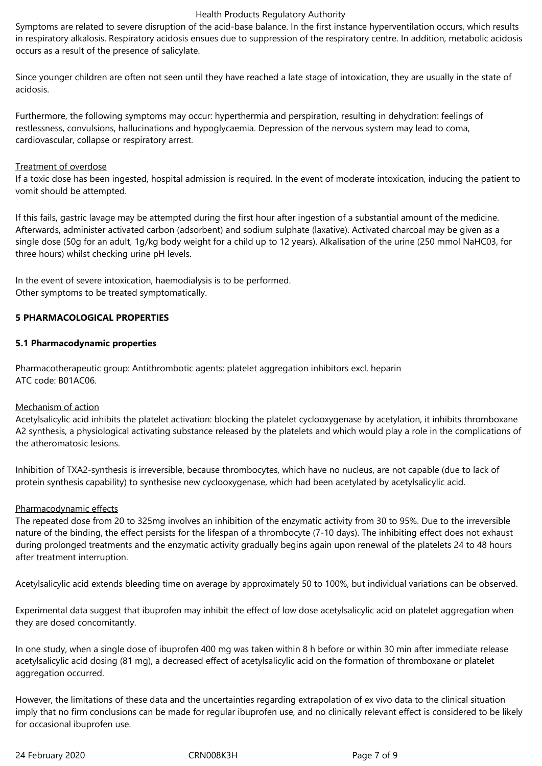Symptoms are related to severe disruption of the acid-base balance. In the first instance hyperventilation occurs, which results in respiratory alkalosis. Respiratory acidosis ensues due to suppression of the respiratory centre. In addition, metabolic acidosis occurs as a result of the presence of salicylate.

Since younger children are often not seen until they have reached a late stage of intoxication, they are usually in the state of acidosis.

Furthermore, the following symptoms may occur: hyperthermia and perspiration, resulting in dehydration: feelings of restlessness, convulsions, hallucinations and hypoglycaemia. Depression of the nervous system may lead to coma, cardiovascular, collapse or respiratory arrest.

Treatment of overdose

If a toxic dose has been ingested, hospital admission is required. In the event of moderate intoxication, inducing the patient to vomit should be attempted.

If this fails, gastric lavage may be attempted during the first hour after ingestion of a substantial amount of the medicine. Afterwards, administer activated carbon (adsorbent) and sodium sulphate (laxative). Activated charcoal may be given as a single dose (50g for an adult, 1g/kg body weight for a child up to 12 years). Alkalisation of the urine (250 mmol $NaHCO_3$, for three hours) whilst checking urine pH levels.

In the event of severe intoxication, haemodialysis is to be performed.
Other symptoms to be treated symptomatically.

## 5 PHARMACOLOGICAL PROPERTIES

### 5.1 Pharmacodynamic properties

Pharmacotherapeutic group: Antithrombotic agents: platelet aggregation inhibitors excl. heparin
ATC code: B01AC06.

Mechanism of action

Acetylsalicylic acid inhibits the platelet activation: blocking the platelet cyclooxygenase by acetylation, it inhibits thromboxane A2 synthesis, a physiological activating substance released by the platelets and which would play a role in the complications of the atheromatosic lesions.

Inhibition of TXA2-synthesis is irreversible, because thrombocytes, which have no nucleus, are not capable (due to lack of protein synthesis capability) to synthesise new cyclooxygenase, which had been acetylated by acetylsalicylic acid.

Pharmacodynamic effects

The repeated dose from 20 to 325mg involves an inhibition of the enzymatic activity from 30 to 95%. Due to the irreversible nature of the binding, the effect persists for the lifespan of a thrombocyte (7-10 days). The inhibiting effect does not exhaust during prolonged treatments and the enzymatic activity gradually begins again upon renewal of the platelets 24 to 48 hours after treatment interruption.

Acetylsalicylic acid extends bleeding time on average by approximately 50 to 100%, but individual variations can be observed.

Experimental data suggest that ibuprofen may inhibit the effect of low dose acetylsalicylic acid on platelet aggregation when they are dosed concomitantly.

In one study, when a single dose of ibuprofen 400 mg was taken within 8 h before or within 30 min after immediate release acetylsalicylic acid dosing (81 mg), a decreased effect of acetylsalicylic acid on the formation of thromboxane or platelet aggregation occurred.

However, the limitations of these data and the uncertainties regarding extrapolation of ex vivo data to the clinical situation imply that no firm conclusions can be made for regular ibuprofen use, and no clinically relevant effect is considered to be likely for occasional ibuprofen use.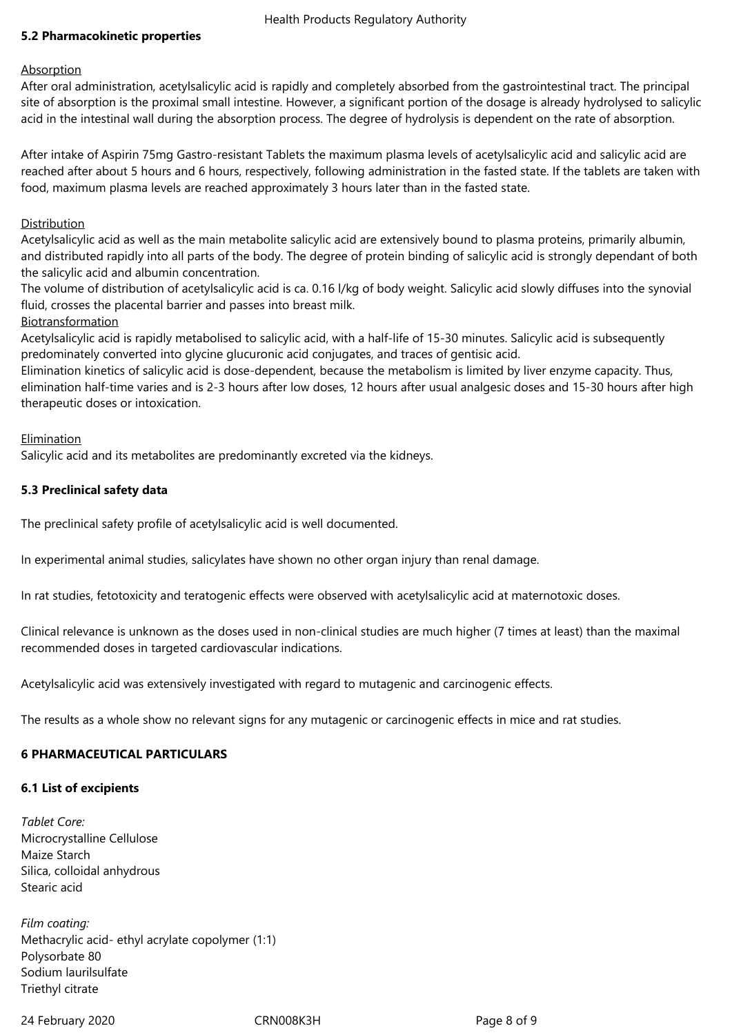### 5.2 Pharmacokinetic properties

Absorption

After oral administration, acetylsalicylic acid is rapidly and completely absorbed from the gastrointestinal tract. The principal site of absorption is the proximal small intestine. However, a significant portion of the dosage is already hydrolysed to salicylic acid in the intestinal wall during the absorption process. The degree of hydrolysis is dependent on the rate of absorption.

After intake of Aspirin 75mg Gastro-resistant Tablets the maximum plasma levels of acetylsalicylic acid and salicylic acid are reached after about 5 hours and 6 hours, respectively, following administration in the fasted state. If the tablets are taken with food, maximum plasma levels are reached approximately 3 hours later than in the fasted state.

Distribution

Acetylsalicylic acid as well as the main metabolite salicylic acid are extensively bound to plasma proteins, primarily albumin, and distributed rapidly into all parts of the body. The degree of protein binding of salicylic acid is strongly dependant of both the salicylic acid and albumin concentration.

The volume of distribution of acetylsalicylic acid is ca. 0.16 l/kg of body weight. Salicylic acid slowly diffuses into the synovial fluid, crosses the placental barrier and passes into breast milk.

Biotransformation

Acetylsalicylic acid is rapidly metabolised to salicylic acid, with a half-life of 15-30 minutes. Salicylic acid is subsequently predominately converted into glycine glucuronic acid conjugates, and traces of gentisic acid.

Elimination kinetics of salicylic acid is dose-dependent, because the metabolism is limited by liver enzyme capacity. Thus, elimination half-time varies and is 2-3 hours after low doses, 12 hours after usual analgesic doses and 15-30 hours after high therapeutic doses or intoxication.

Elimination

Salicylic acid and its metabolites are predominantly excreted via the kidneys.

### 5.3 Preclinical safety data

The preclinical safety profile of acetylsalicylic acid is well documented.

In experimental animal studies, salicylates have shown no other organ injury than renal damage.

In rat studies, fetotoxicity and teratogenic effects were observed with acetylsalicylic acid at maternotoxic doses.

Clinical relevance is unknown as the doses used in non-clinical studies are much higher (7 times at least) than the maximal recommended doses in targeted cardiovascular indications.

Acetylsalicylic acid was extensively investigated with regard to mutagenic and carcinogenic effects.

The results as a whole show no relevant signs for any mutagenic or carcinogenic effects in mice and rat studies.

## 6 PHARMACEUTICAL PARTICULARS

### 6.1 List of excipients

*Tablet Core:*
Microcrystalline Cellulose
Maize Starch
Silica, colloidal anhydrous
Stearic acid

*Film coating:*
Methacrylic acid- ethyl acrylate copolymer (1:1)
Polysorbate 80
Sodium laurilsulfate
Triethyl citrate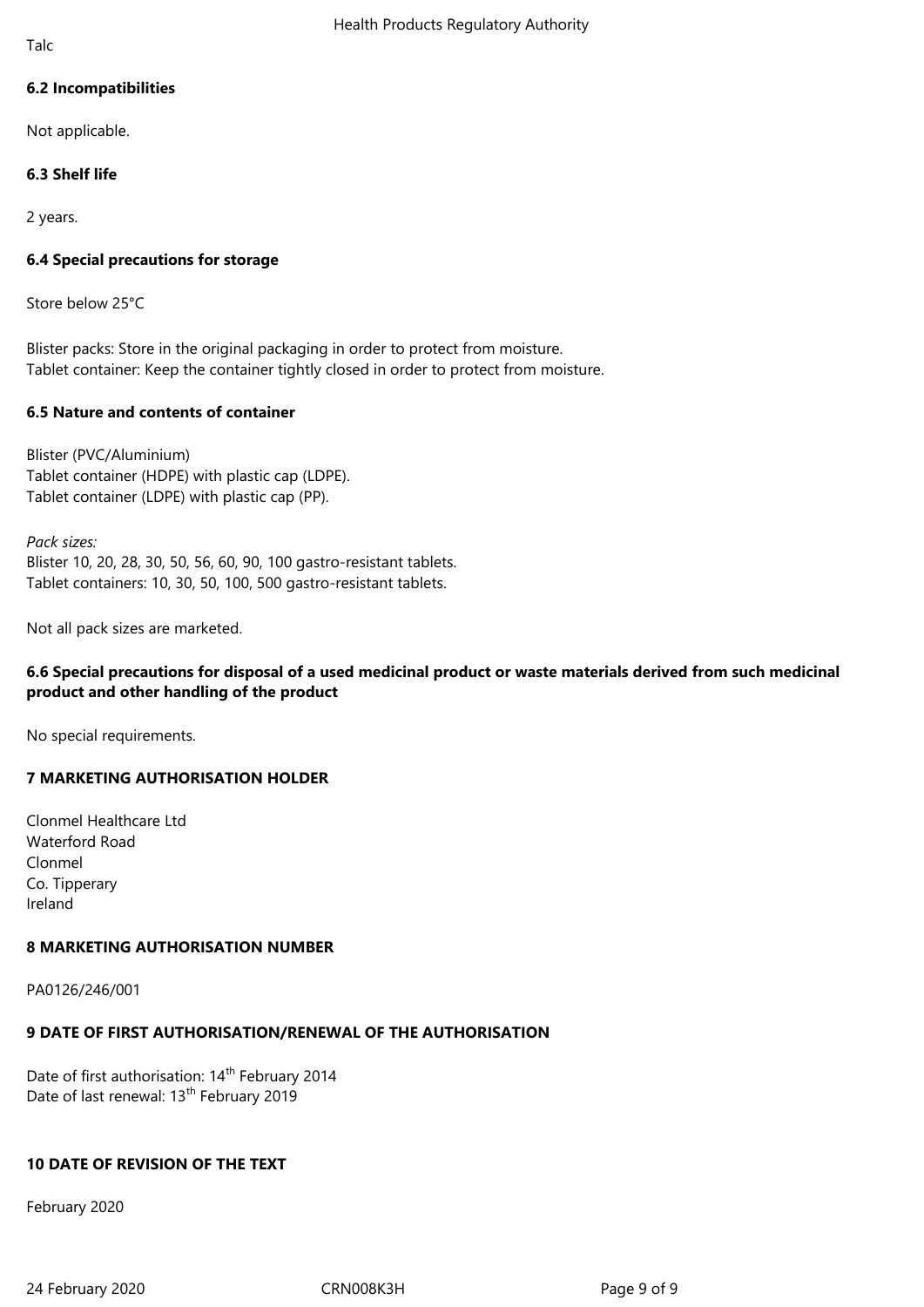Talc

### 6.2 Incompatibilities

Not applicable.

### 6.3 Shelf life

2 years.

### 6.4 Special precautions for storage

Store below 25°C

Blister packs: Store in the original packaging in order to protect from moisture.
Tablet container: Keep the container tightly closed in order to protect from moisture.

### 6.5 Nature and contents of container

Blister (PVC/Aluminium)
Tablet container (HDPE) with plastic cap (LDPE).
Tablet container (LDPE) with plastic cap (PP).

*Pack sizes:*
Blister 10, 20, 28, 30, 50, 56, 60, 90, 100 gastro-resistant tablets.
Tablet containers: 10, 30, 50, 100, 500 gastro-resistant tablets.

Not all pack sizes are marketed.

### 6.6 Special precautions for disposal of a used medicinal product or waste materials derived from such medicinal product and other handling of the product

No special requirements.

## 7 MARKETING AUTHORISATION HOLDER

Clonmel Healthcare Ltd
Waterford Road
Clonmel
Co. Tipperary
Ireland

## 8 MARKETING AUTHORISATION NUMBER

PA0126/246/001

## 9 DATE OF FIRST AUTHORISATION/RENEWAL OF THE AUTHORISATION

Date of first authorisation: 14th February 2014
Date of last renewal: 13th February 2019

## 10 DATE OF REVISION OF THE TEXT

February 2020